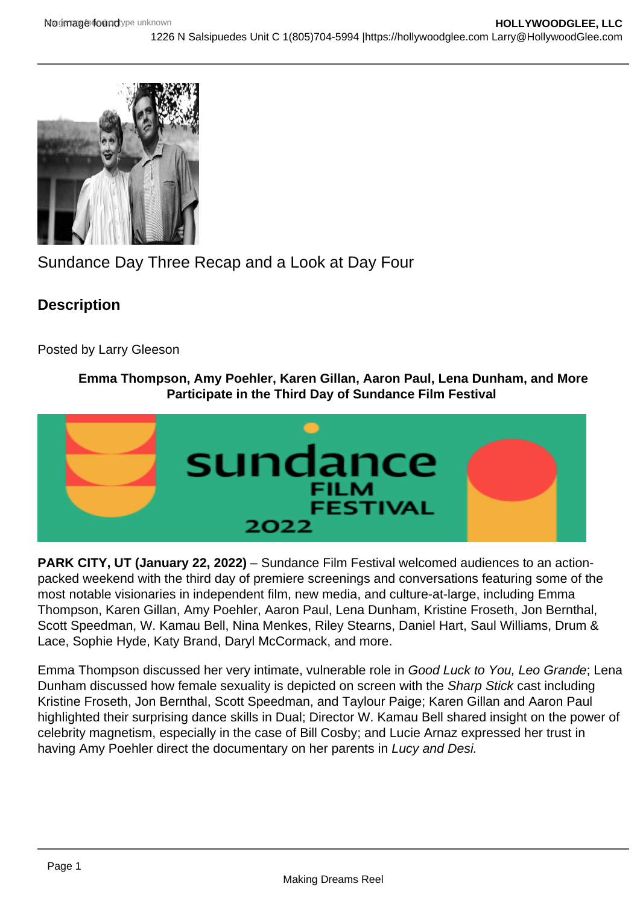Sundance Day Three Recap and a Look at Day Four

## Description

Posted by Larry Gleeson

**Emma Thompson, Amy Poehler, Karen Gillan, Aaron Paul, Lena Dunham, and More Participate in the Third Day of Sundance Film Festival**

**PARK CITY, UT (January 22, 2022)** – Sundance Film Festival welcomed audiences to an action-packed weekend with the third day of premiere screenings and conversations featuring some of the most notable visionaries in independent film, new media, and culture-at-large, including Emma Thompson, Karen Gillan, Amy Poehler, Aaron Paul, Lena Dunham, Kristine Froseth, Jon Bernthal, Scott Speedman, W. Kamau Bell, Nina Menkes, Riley Stearns, Daniel Hart, Saul Williams, Drum & Lace, Sophie Hyde, Katy Brand, Daryl McCormack, and more.

Emma Thompson discussed her very intimate, vulnerable role in *Good Luck to You, Leo Grande*; Lena Dunham discussed how female sexuality is depicted on screen with the *Sharp Stick* cast including Kristine Froseth, Jon Bernthal, Scott Speedman, and Taylour Paige; Karen Gillan and Aaron Paul highlighted their surprising dance skills in Dual; Director W. Kamau Bell shared insight on the power of celebrity magnetism, especially in the case of Bill Cosby; and Lucie Arnaz expressed her trust in having Amy Poehler direct the documentary on her parents in *Lucy and Desi.*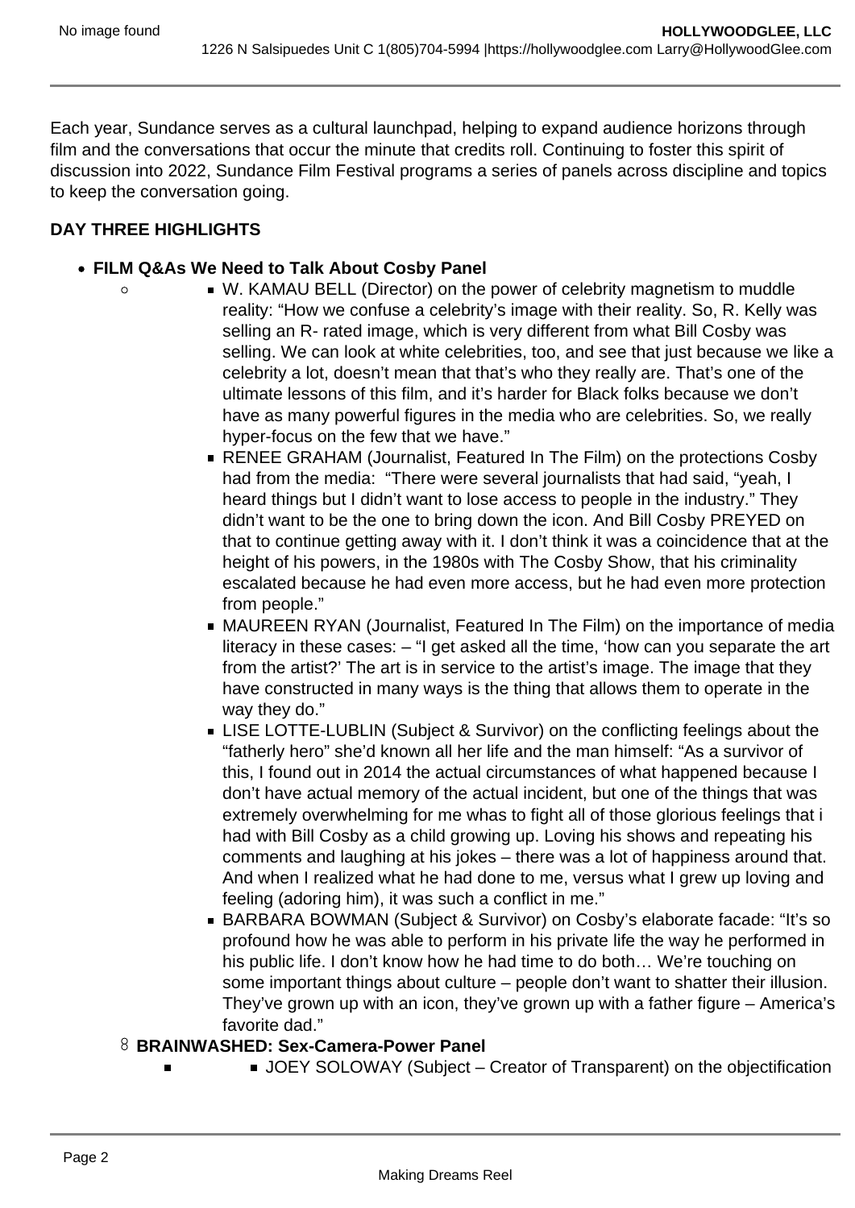Each year, Sundance serves as a cultural launchpad, helping to expand audience horizons through film and the conversations that occur the minute that credits roll. Continuing to foster this spirit of discussion into 2022, Sundance Film Festival programs a series of panels across discipline and topics to keep the conversation going.

**DAY THREE HIGHLIGHTS**

- **FILM Q&As We Need to Talk About Cosby Panel**
    - W. KAMAU BELL (Director) on the power of celebrity magnetism to muddle reality: "How we confuse a celebrity's image with their reality. So, R. Kelly was selling an R- rated image, which is very different from what Bill Cosby was selling. We can look at white celebrities, too, and see that just because we like a celebrity a lot, doesn't mean that that's who they really are. That's one of the ultimate lessons of this film, and it's harder for Black folks because we don't have as many powerful figures in the media who are celebrities. So, we really hyper-focus on the few that we have."
    - RENEE GRAHAM (Journalist, Featured In The Film) on the protections Cosby had from the media: "There were several journalists that had said, "yeah, I heard things but I didn't want to lose access to people in the industry." They didn't want to be the one to bring down the icon. And Bill Cosby PREYED on that to continue getting away with it. I don't think it was a coincidence that at the height of his powers, in the 1980s with The Cosby Show, that his criminality escalated because he had even more access, but he had even more protection from people."
    - MAUREEN RYAN (Journalist, Featured In The Film) on the importance of media literacy in these cases: – "I get asked all the time, 'how can you separate the art from the artist?' The art is in service to the artist's image. The image that they have constructed in many ways is the thing that allows them to operate in the way they do."
    - LISE LOTTE-LUBLIN (Subject & Survivor) on the conflicting feelings about the "fatherly hero" she'd known all her life and the man himself: "As a survivor of this, I found out in 2014 the actual circumstances of what happened because I don't have actual memory of the actual incident, but one of the things that was extremely overwhelming for me whas to fight all of those glorious feelings that i had with Bill Cosby as a child growing up. Loving his shows and repeating his comments and laughing at his jokes – there was a lot of happiness around that. And when I realized what he had done to me, versus what I grew up loving and feeling (adoring him), it was such a conflict in me."
    - BARBARA BOWMAN (Subject & Survivor) on Cosby's elaborate facade: "It's so profound how he was able to perform in his private life the way he performed in his public life. I don't know how he had time to do both… We're touching on some important things about culture – people don't want to shatter their illusion. They've grown up with an icon, they've grown up with a father figure – America's favorite dad."
- **BRAINWASHED: Sex-Camera-Power Panel**
    - JOEY SOLOWAY (Subject – Creator of Transparent) on the objectification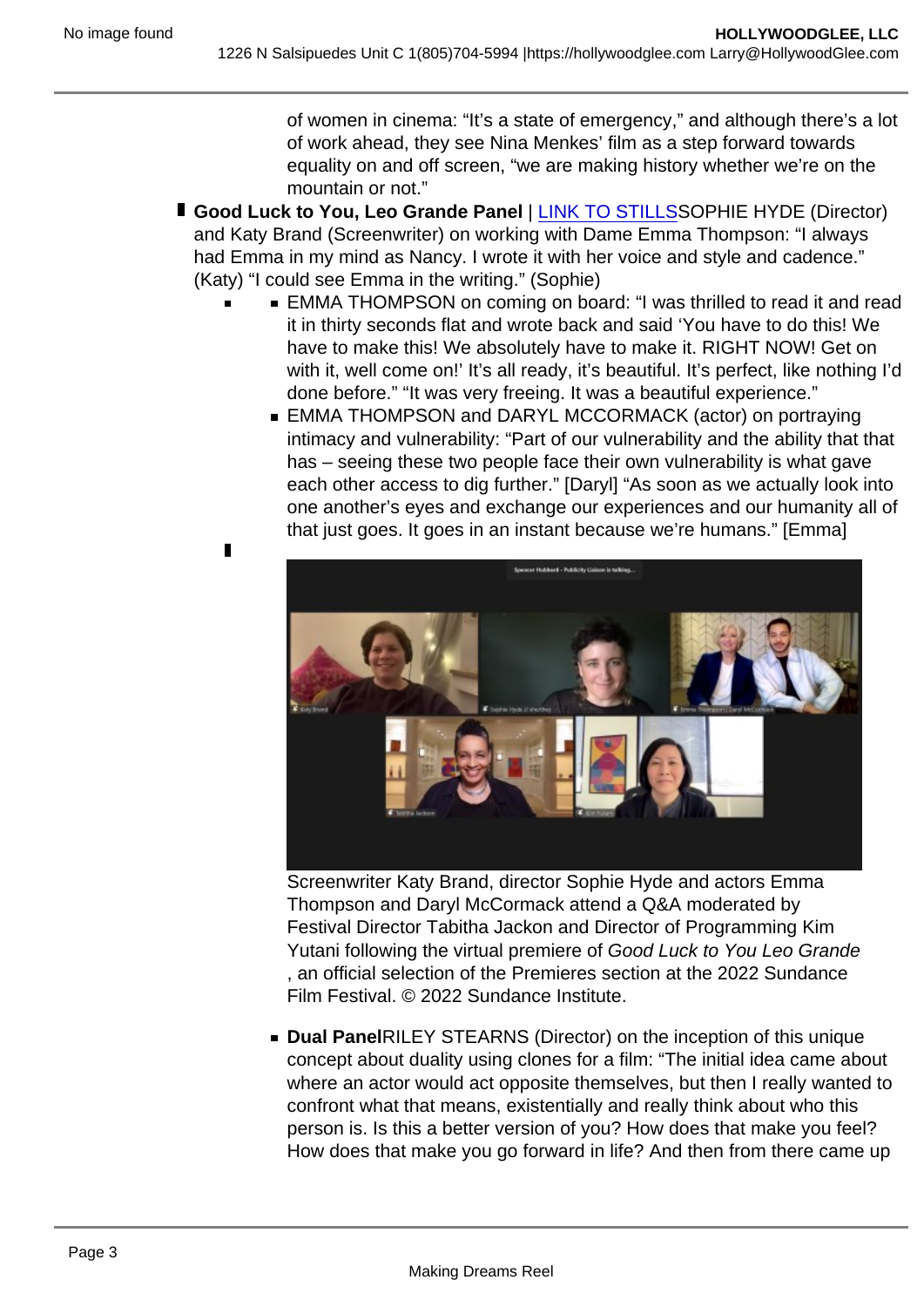of women in cinema: "It's a state of emergency," and although there's a lot of work ahead, they see Nina Menkes' film as a step forward towards equality on and off screen, "we are making history whether we're on the mountain or not."

- **Good Luck to You, Leo Grande Panel** | LINK TO STILLS SOPHIE HYDE (Director) and Katy Brand (Screenwriter) on working with Dame Emma Thompson: "I always had Emma in my mind as Nancy. I wrote it with her voice and style and cadence." (Katy) "I could see Emma in the writing." (Sophie)
  - EMMA THOMPSON on coming on board: "I was thrilled to read it and read it in thirty seconds flat and wrote back and said 'You have to do this! We have to make this! We absolutely have to make it. RIGHT NOW! Get on with it, well come on!' It's all ready, it's beautiful. It's perfect, like nothing I'd done before." "It was very freeing. It was a beautiful experience."
  - EMMA THOMPSON and DARYL MCCORMACK (actor) on portraying intimacy and vulnerability: "Part of our vulnerability and the ability that that has – seeing these two people face their own vulnerability is what gave each other access to dig further." [Daryl] "As soon as we actually look into one another's eyes and exchange our experiences and our humanity all of that just goes. It goes in an instant because we're humans." [Emma]

Screenwriter Katy Brand, director Sophie Hyde and actors Emma Thompson and Daryl McCormack attend a Q&A moderated by Festival Director Tabitha Jackon and Director of Programming Kim Yutani following the virtual premiere of *Good Luck to You Leo Grande*, an official selection of the Premieres section at the 2022 Sundance Film Festival. © 2022 Sundance Institute.

- **Dual Panel** RILEY STEARNS (Director) on the inception of this unique concept about duality using clones for a film: "The initial idea came about where an actor would act opposite themselves, but then I really wanted to confront what that means, existentially and really think about who this person is. Is this a better version of you? How does that make you feel? How does that make you go forward in life? And then from there came up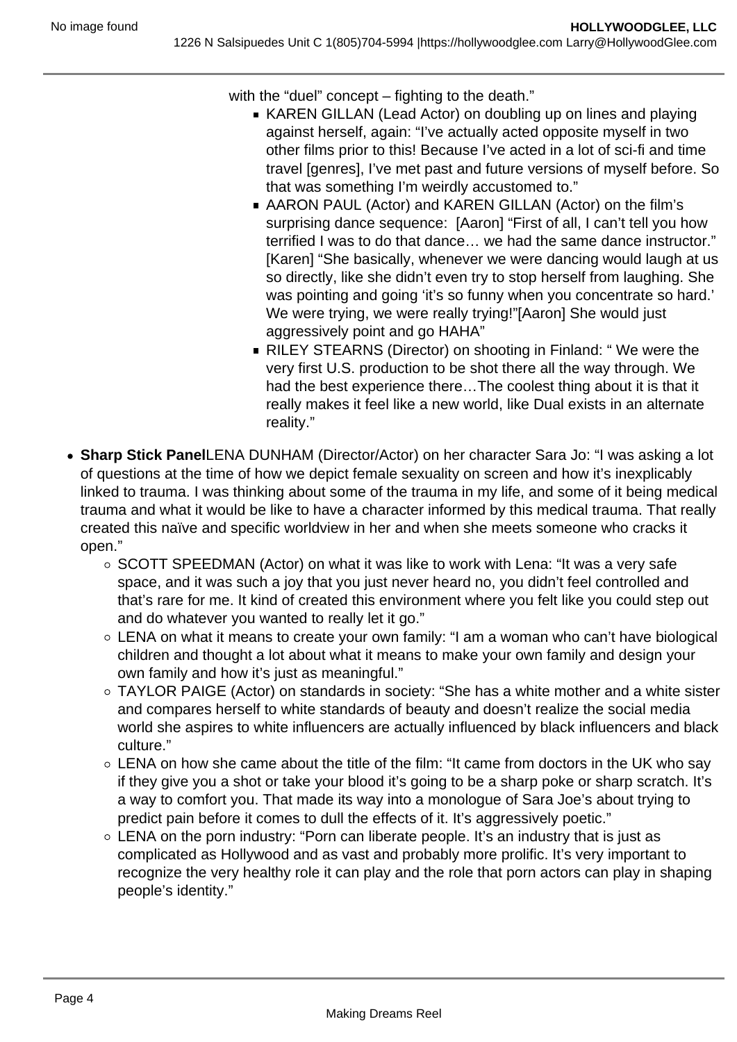with the "duel" concept – fighting to the death."

    - KAREN GILLAN (Lead Actor) on doubling up on lines and playing against herself, again: "I've actually acted opposite myself in two other films prior to this! Because I've acted in a lot of sci-fi and time travel [genres], I've met past and future versions of myself before. So that was something I'm weirdly accustomed to."
    - AARON PAUL (Actor) and KAREN GILLAN (Actor) on the film's surprising dance sequence: [Aaron] "First of all, I can't tell you how terrified I was to do that dance… we had the same dance instructor." [Karen] "She basically, whenever we were dancing would laugh at us so directly, like she didn't even try to stop herself from laughing. She was pointing and going 'it's so funny when you concentrate so hard.' We were trying, we were really trying!"[Aaron] She would just aggressively point and go HAHA"
    - RILEY STEARNS (Director) on shooting in Finland: " We were the very first U.S. production to be shot there all the way through. We had the best experience there…The coolest thing about it is that it really makes it feel like a new world, like Dual exists in an alternate reality."

- **Sharp Stick Panel**LENA DUNHAM (Director/Actor) on her character Sara Jo: "I was asking a lot of questions at the time of how we depict female sexuality on screen and how it's inexplicably linked to trauma. I was thinking about some of the trauma in my life, and some of it being medical trauma and what it would be like to have a character informed by this medical trauma. That really created this naïve and specific worldview in her and when she meets someone who cracks it open."
    - SCOTT SPEEDMAN (Actor) on what it was like to work with Lena: "It was a very safe space, and it was such a joy that you just never heard no, you didn't feel controlled and that's rare for me. It kind of created this environment where you felt like you could step out and do whatever you wanted to really let it go."
    - LENA on what it means to create your own family: "I am a woman who can't have biological children and thought a lot about what it means to make your own family and design your own family and how it's just as meaningful."
    - TAYLOR PAIGE (Actor) on standards in society: "She has a white mother and a white sister and compares herself to white standards of beauty and doesn't realize the social media world she aspires to white influencers are actually influenced by black influencers and black culture."
    - LENA on how she came about the title of the film: "It came from doctors in the UK who say if they give you a shot or take your blood it's going to be a sharp poke or sharp scratch. It's a way to comfort you. That made its way into a monologue of Sara Joe's about trying to predict pain before it comes to dull the effects of it. It's aggressively poetic."
    - LENA on the porn industry: "Porn can liberate people. It's an industry that is just as complicated as Hollywood and as vast and probably more prolific. It's very important to recognize the very healthy role it can play and the role that porn actors can play in shaping people's identity."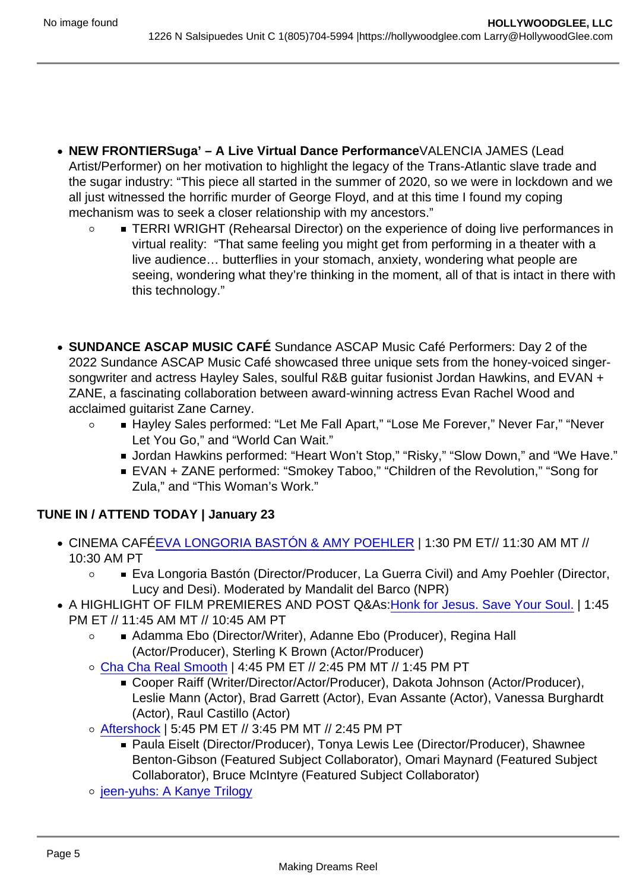- **NEW FRONTIERSuga' – A Live Virtual Dance Performance**VALENCIA JAMES (Lead Artist/Performer) on her motivation to highlight the legacy of the Trans-Atlantic slave trade and the sugar industry: "This piece all started in the summer of 2020, so we were in lockdown and we all just witnessed the horrific murder of George Floyd, and at this time I found my coping mechanism was to seek a closer relationship with my ancestors."
  - 
    - TERRI WRIGHT (Rehearsal Director) on the experience of doing live performances in virtual reality: "That same feeling you might get from performing in a theater with a live audience… butterflies in your stomach, anxiety, wondering what people are seeing, wondering what they're thinking in the moment, all of that is intact in there with this technology."

- **SUNDANCE ASCAP MUSIC CAFÉ** Sundance ASCAP Music Café Performers: Day 2 of the 2022 Sundance ASCAP Music Café showcased three unique sets from the honey-voiced singer-songwriter and actress Hayley Sales, soulful R&B guitar fusionist Jordan Hawkins, and EVAN + ZANE, a fascinating collaboration between award-winning actress Evan Rachel Wood and acclaimed guitarist Zane Carney.
  - 
    - Hayley Sales performed: "Let Me Fall Apart," "Lose Me Forever," Never Far," "Never Let You Go," and "World Can Wait."
    - Jordan Hawkins performed: "Heart Won't Stop," "Risky," "Slow Down," and "We Have."
    - EVAN + ZANE performed: "Smokey Taboo," "Children of the Revolution," "Song for Zula," and "This Woman's Work."

**TUNE IN / ATTEND TODAY | January 23**

- CINEMA CAFÉEVA LONGORIA BASTÓN & AMY POEHLER | 1:30 PM ET// 11:30 AM MT // 10:30 AM PT
  - 
    - Eva Longoria Bastón (Director/Producer, La Guerra Civil) and Amy Poehler (Director, Lucy and Desi). Moderated by Mandalit del Barco (NPR)
- A HIGHLIGHT OF FILM PREMIERES AND POST Q&As:Honk for Jesus. Save Your Soul. | 1:45 PM ET // 11:45 AM MT // 10:45 AM PT
  - 
    - Adamma Ebo (Director/Writer), Adanne Ebo (Producer), Regina Hall (Actor/Producer), Sterling K Brown (Actor/Producer)
  - Cha Cha Real Smooth | 4:45 PM ET // 2:45 PM MT // 1:45 PM PT
    - Cooper Raiff (Writer/Director/Actor/Producer), Dakota Johnson (Actor/Producer), Leslie Mann (Actor), Brad Garrett (Actor), Evan Assante (Actor), Vanessa Burghardt (Actor), Raul Castillo (Actor)
  - Aftershock | 5:45 PM ET // 3:45 PM MT // 2:45 PM PT
    - Paula Eiselt (Director/Producer), Tonya Lewis Lee (Director/Producer), Shawnee Benton-Gibson (Featured Subject Collaborator), Omari Maynard (Featured Subject Collaborator), Bruce McIntyre (Featured Subject Collaborator)
  - jeen-yuhs: A Kanye Trilogy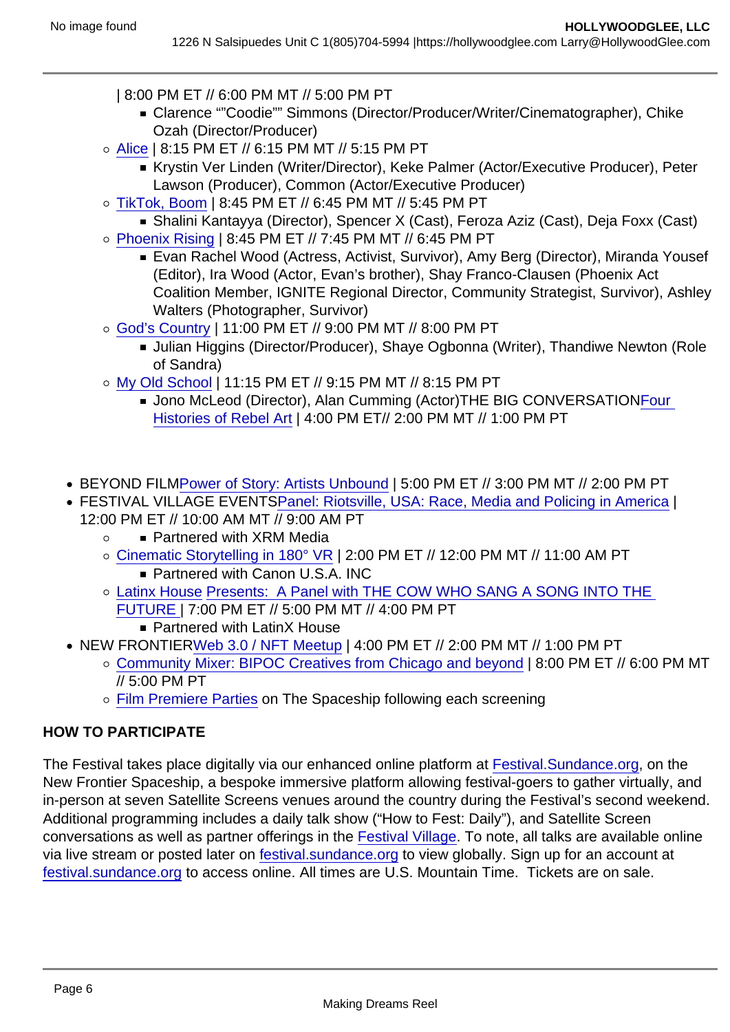- | 8:00 PM ET // 6:00 PM MT // 5:00 PM PT
    - Clarence ""Coodie"" Simmons (Director/Producer/Writer/Cinematographer), Chike Ozah (Director/Producer)
  - Alice | 8:15 PM ET // 6:15 PM MT // 5:15 PM PT
    - Krystin Ver Linden (Writer/Director), Keke Palmer (Actor/Executive Producer), Peter Lawson (Producer), Common (Actor/Executive Producer)
  - TikTok, Boom | 8:45 PM ET // 6:45 PM MT // 5:45 PM PT
    - Shalini Kantayya (Director), Spencer X (Cast), Feroza Aziz (Cast), Deja Foxx (Cast)
  - Phoenix Rising | 8:45 PM ET // 7:45 PM MT // 6:45 PM PT
    - Evan Rachel Wood (Actress, Activist, Survivor), Amy Berg (Director), Miranda Yousef (Editor), Ira Wood (Actor, Evan's brother), Shay Franco-Clausen (Phoenix Act Coalition Member, IGNITE Regional Director, Community Strategist, Survivor), Ashley Walters (Photographer, Survivor)
  - God's Country | 11:00 PM ET // 9:00 PM MT // 8:00 PM PT
    - Julian Higgins (Director/Producer), Shaye Ogbonna (Writer), Thandiwe Newton (Role of Sandra)
  - My Old School | 11:15 PM ET // 9:15 PM MT // 8:15 PM PT
    - Jono McLeod (Director), Alan Cumming (Actor)THE BIG CONVERSATIONFour Histories of Rebel Art | 4:00 PM ET// 2:00 PM MT // 1:00 PM PT

- BEYOND FILMPower of Story: Artists Unbound | 5:00 PM ET // 3:00 PM MT // 2:00 PM PT
- FESTIVAL VILLAGE EVENTSPanel: Riotsville, USA: Race, Media and Policing in America | 12:00 PM ET // 10:00 AM MT // 9:00 AM PT
  - 
    - Partnered with XRM Media
  - Cinematic Storytelling in 180° VR | 2:00 PM ET // 12:00 PM MT // 11:00 AM PT
    - Partnered with Canon U.S.A. INC
  - Latinx House Presents: A Panel with THE COW WHO SANG A SONG INTO THE FUTURE | 7:00 PM ET // 5:00 PM MT // 4:00 PM PT
    - Partnered with LatinX House
- NEW FRONTIERWeb 3.0 / NFT Meetup | 4:00 PM ET // 2:00 PM MT // 1:00 PM PT
  - Community Mixer: BIPOC Creatives from Chicago and beyond | 8:00 PM ET // 6:00 PM MT // 5:00 PM PT
  - Film Premiere Parties on The Spaceship following each screening

**HOW TO PARTICIPATE**

The Festival takes place digitally via our enhanced online platform at Festival.Sundance.org, on the New Frontier Spaceship, a bespoke immersive platform allowing festival-goers to gather virtually, and in-person at seven Satellite Screens venues around the country during the Festival's second weekend. Additional programming includes a daily talk show ("How to Fest: Daily"), and Satellite Screen conversations as well as partner offerings in the Festival Village. To note, all talks are available online via live stream or posted later on festival.sundance.org to view globally. Sign up for an account at festival.sundance.org to access online. All times are U.S. Mountain Time. Tickets are on sale.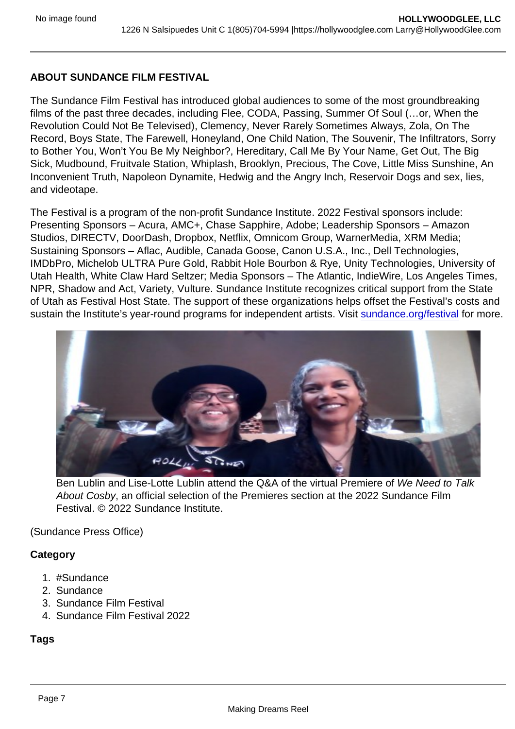**ABOUT SUNDANCE FILM FESTIVAL**

The Sundance Film Festival has introduced global audiences to some of the most groundbreaking films of the past three decades, including Flee, CODA, Passing, Summer Of Soul (…or, When the Revolution Could Not Be Televised), Clemency, Never Rarely Sometimes Always, Zola, On The Record, Boys State, The Farewell, Honeyland, One Child Nation, The Souvenir, The Infiltrators, Sorry to Bother You, Won't You Be My Neighbor?, Hereditary, Call Me By Your Name, Get Out, The Big Sick, Mudbound, Fruitvale Station, Whiplash, Brooklyn, Precious, The Cove, Little Miss Sunshine, An Inconvenient Truth, Napoleon Dynamite, Hedwig and the Angry Inch, Reservoir Dogs and sex, lies, and videotape.

The Festival is a program of the non-profit Sundance Institute. 2022 Festival sponsors include: Presenting Sponsors – Acura, AMC+, Chase Sapphire, Adobe; Leadership Sponsors – Amazon Studios, DIRECTV, DoorDash, Dropbox, Netflix, Omnicom Group, WarnerMedia, XRM Media; Sustaining Sponsors – Aflac, Audible, Canada Goose, Canon U.S.A., Inc., Dell Technologies, IMDbPro, Michelob ULTRA Pure Gold, Rabbit Hole Bourbon & Rye, Unity Technologies, University of Utah Health, White Claw Hard Seltzer; Media Sponsors – The Atlantic, IndieWire, Los Angeles Times, NPR, Shadow and Act, Variety, Vulture. Sundance Institute recognizes critical support from the State of Utah as Festival Host State. The support of these organizations helps offset the Festival's costs and sustain the Institute's year-round programs for independent artists. Visit sundance.org/festival for more.

Ben Lublin and Lise-Lotte Lublin attend the Q&A of the virtual Premiere of *We Need to Talk About Cosby*, an official selection of the Premieres section at the 2022 Sundance Film Festival. © 2022 Sundance Institute.

(Sundance Press Office)

**Category**

1. #Sundance
2. Sundance
3. Sundance Film Festival
4. Sundance Film Festival 2022

**Tags**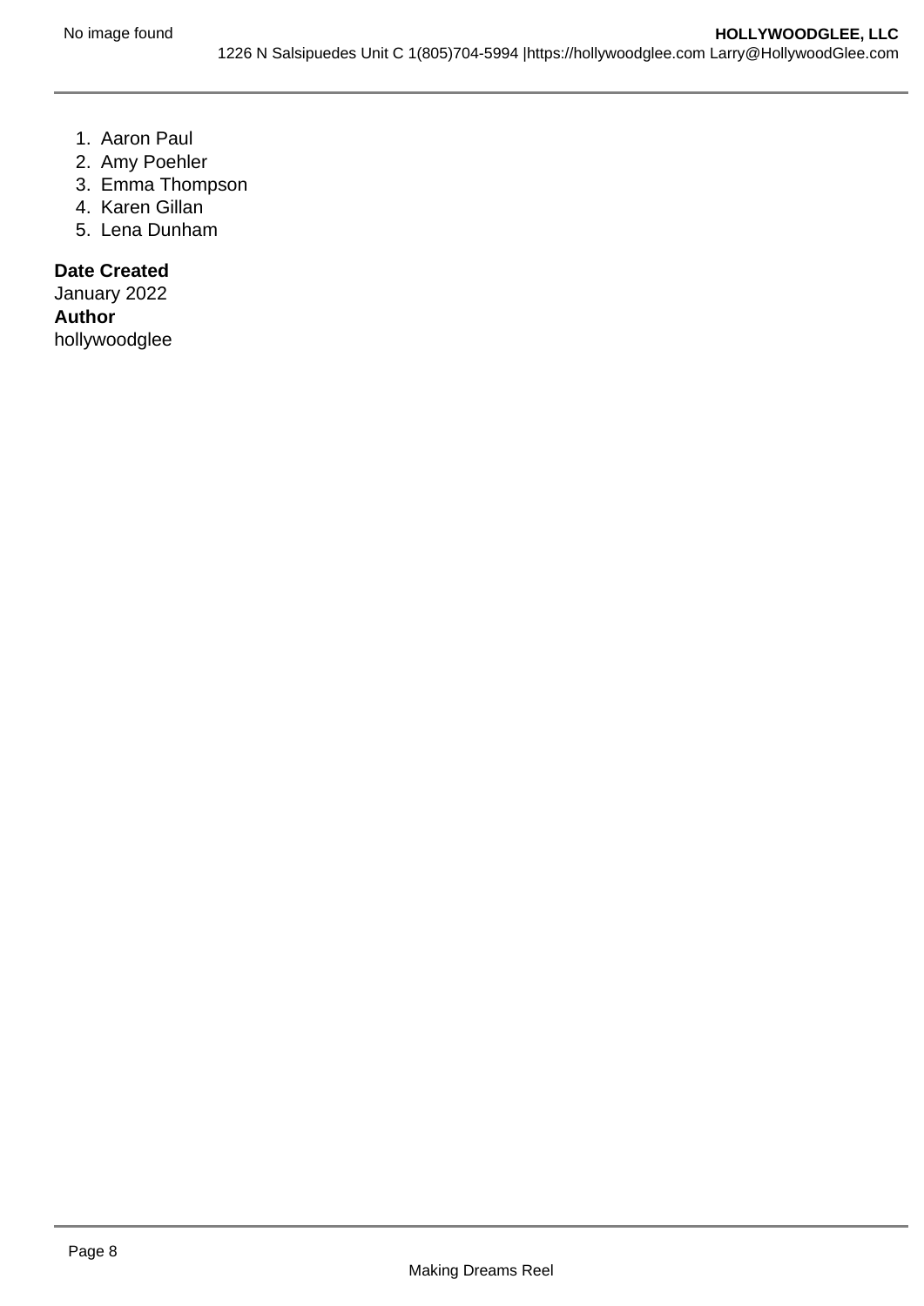1. Aaron Paul
2. Amy Poehler
3. Emma Thompson
4. Karen Gillan
5. Lena Dunham

**Date Created**
January 2022
**Author**
hollywoodglee